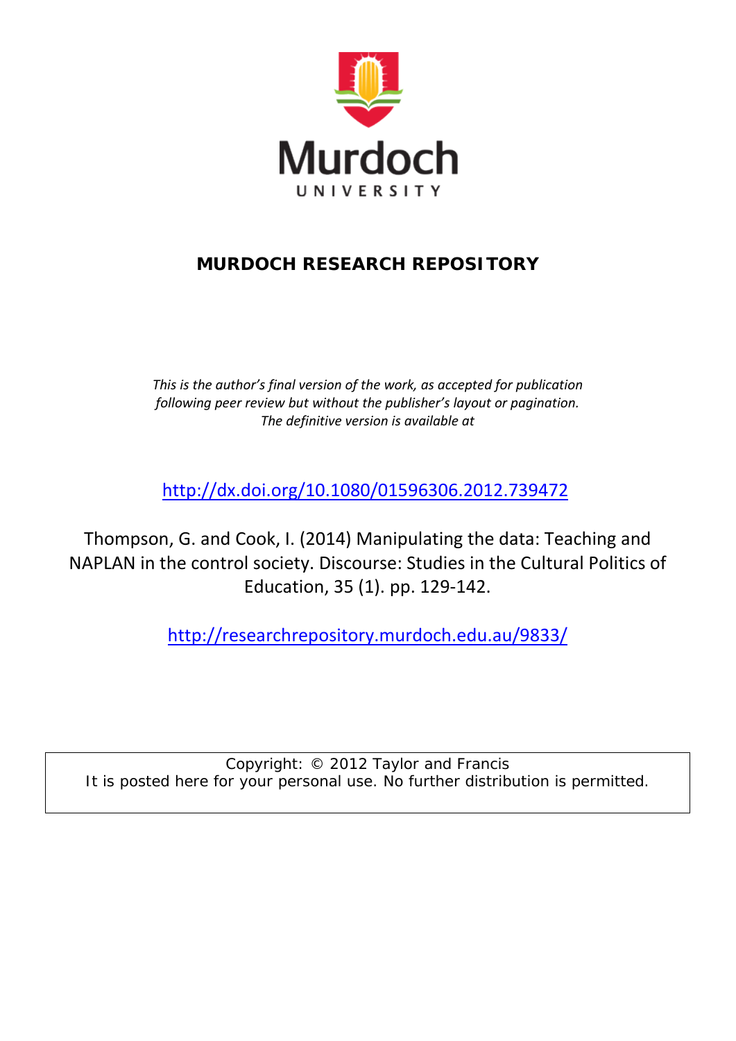Murdoch

UNIVERSITY

**MURDOCH RESEARCH REPOSITORY**

*This is the author's final version of the work, as accepted for publication following peer review but without the publisher's layout or pagination. The definitive version is available at*

http://dx.doi.org/10.1080/01596306.2012.739472

Thompson, G. and Cook, I. (2014) Manipulating the data: Teaching and NAPLAN in the control society. Discourse: Studies in the Cultural Politics of Education, 35 (1). pp. 129-142.

http://researchrepository.murdoch.edu.au/9833/

Copyright: © 2012 Taylor and Francis
It is posted here for your personal use. No further distribution is permitted.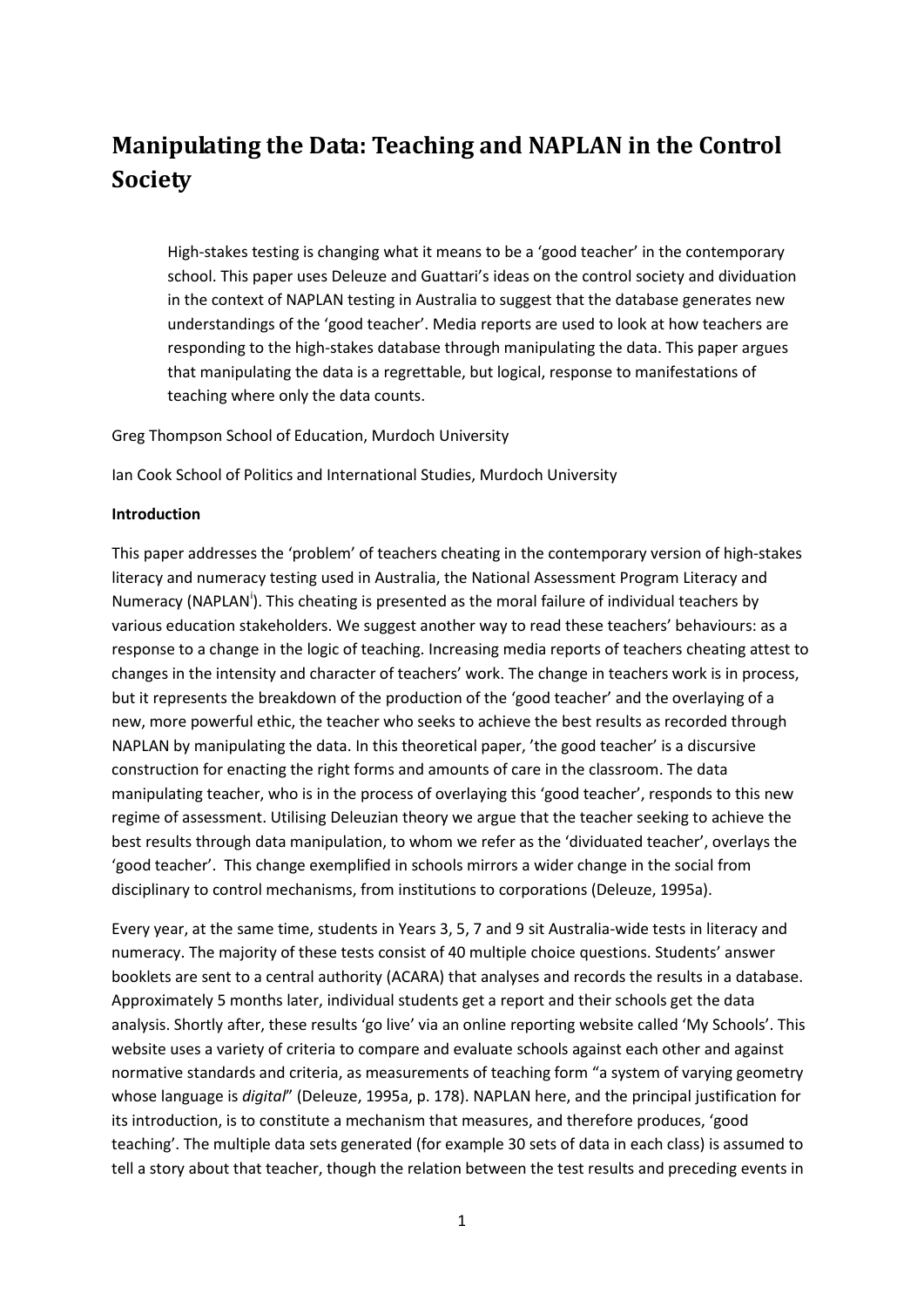# Manipulating the Data: Teaching and NAPLAN in the Control Society

> High-stakes testing is changing what it means to be a 'good teacher' in the contemporary school. This paper uses Deleuze and Guattari's ideas on the control society and dividuation in the context of NAPLAN testing in Australia to suggest that the database generates new understandings of the 'good teacher'. Media reports are used to look at how teachers are responding to the high-stakes database through manipulating the data. This paper argues that manipulating the data is a regrettable, but logical, response to manifestations of teaching where only the data counts.

Greg Thompson School of Education, Murdoch University

Ian Cook School of Politics and International Studies, Murdoch University

**Introduction**

This paper addresses the 'problem' of teachers cheating in the contemporary version of high-stakes literacy and numeracy testing used in Australia, the National Assessment Program Literacy and Numeracy (NAPLAN[i]). This cheating is presented as the moral failure of individual teachers by various education stakeholders. We suggest another way to read these teachers' behaviours: as a response to a change in the logic of teaching. Increasing media reports of teachers cheating attest to changes in the intensity and character of teachers' work. The change in teachers work is in process, but it represents the breakdown of the production of the 'good teacher' and the overlaying of a new, more powerful ethic, the teacher who seeks to achieve the best results as recorded through NAPLAN by manipulating the data. In this theoretical paper, 'the good teacher' is a discursive construction for enacting the right forms and amounts of care in the classroom. The data manipulating teacher, who is in the process of overlaying this 'good teacher', responds to this new regime of assessment. Utilising Deleuzian theory we argue that the teacher seeking to achieve the best results through data manipulation, to whom we refer as the 'dividuated teacher', overlays the 'good teacher'. This change exemplified in schools mirrors a wider change in the social from disciplinary to control mechanisms, from institutions to corporations (Deleuze, 1995a).

Every year, at the same time, students in Years 3, 5, 7 and 9 sit Australia-wide tests in literacy and numeracy. The majority of these tests consist of 40 multiple choice questions. Students' answer booklets are sent to a central authority (ACARA) that analyses and records the results in a database. Approximately 5 months later, individual students get a report and their schools get the data analysis. Shortly after, these results 'go live' via an online reporting website called 'My Schools'. This website uses a variety of criteria to compare and evaluate schools against each other and against normative standards and criteria, as measurements of teaching form "a system of varying geometry whose language is *digital*" (Deleuze, 1995a, p. 178). NAPLAN here, and the principal justification for its introduction, is to constitute a mechanism that measures, and therefore produces, 'good teaching'. The multiple data sets generated (for example 30 sets of data in each class) is assumed to tell a story about that teacher, though the relation between the test results and preceding events in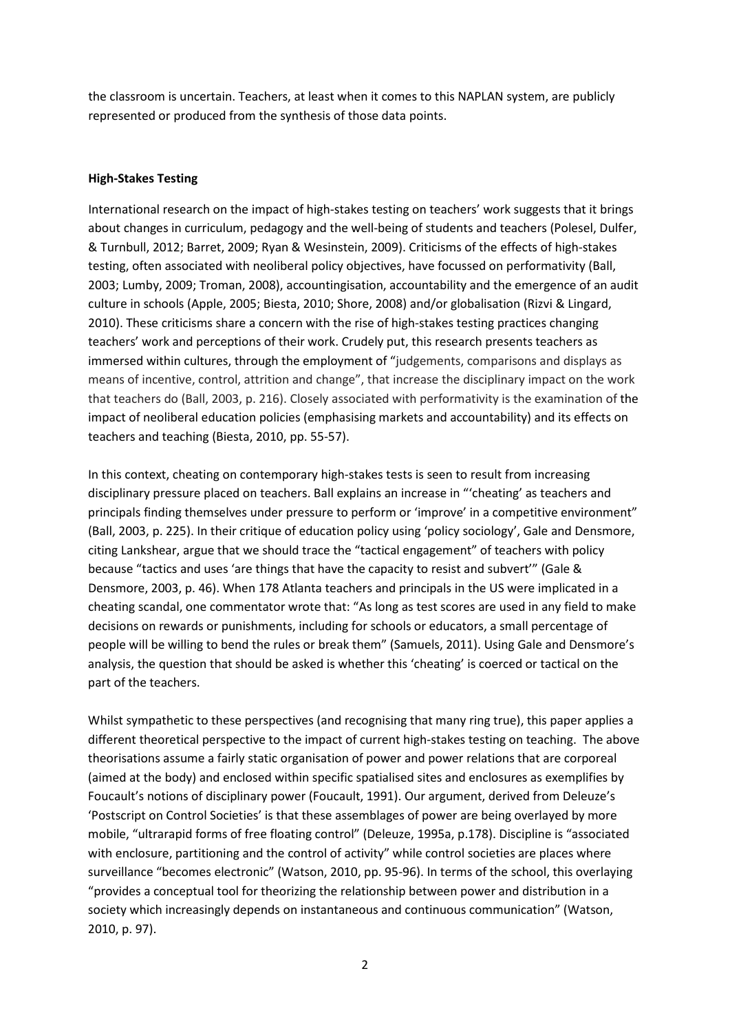the classroom is uncertain. Teachers, at least when it comes to this NAPLAN system, are publicly represented or produced from the synthesis of those data points.

**High-Stakes Testing**

International research on the impact of high-stakes testing on teachers' work suggests that it brings about changes in curriculum, pedagogy and the well-being of students and teachers (Polesel, Dulfer, & Turnbull, 2012; Barret, 2009; Ryan & Wesinstein, 2009). Criticisms of the effects of high-stakes testing, often associated with neoliberal policy objectives, have focussed on performativity (Ball, 2003; Lumby, 2009; Troman, 2008), accountingisation, accountability and the emergence of an audit culture in schools (Apple, 2005; Biesta, 2010; Shore, 2008) and/or globalisation (Rizvi & Lingard, 2010). These criticisms share a concern with the rise of high-stakes testing practices changing teachers' work and perceptions of their work. Crudely put, this research presents teachers as immersed within cultures, through the employment of "judgements, comparisons and displays as means of incentive, control, attrition and change", that increase the disciplinary impact on the work that teachers do (Ball, 2003, p. 216). Closely associated with performativity is the examination of the impact of neoliberal education policies (emphasising markets and accountability) and its effects on teachers and teaching (Biesta, 2010, pp. 55-57).

In this context, cheating on contemporary high-stakes tests is seen to result from increasing disciplinary pressure placed on teachers. Ball explains an increase in "'cheating' as teachers and principals finding themselves under pressure to perform or 'improve' in a competitive environment" (Ball, 2003, p. 225). In their critique of education policy using 'policy sociology', Gale and Densmore, citing Lankshear, argue that we should trace the "tactical engagement" of teachers with policy because "tactics and uses 'are things that have the capacity to resist and subvert'" (Gale & Densmore, 2003, p. 46). When 178 Atlanta teachers and principals in the US were implicated in a cheating scandal, one commentator wrote that: "As long as test scores are used in any field to make decisions on rewards or punishments, including for schools or educators, a small percentage of people will be willing to bend the rules or break them" (Samuels, 2011). Using Gale and Densmore's analysis, the question that should be asked is whether this 'cheating' is coerced or tactical on the part of the teachers.

Whilst sympathetic to these perspectives (and recognising that many ring true), this paper applies a different theoretical perspective to the impact of current high-stakes testing on teaching. The above theorisations assume a fairly static organisation of power and power relations that are corporeal (aimed at the body) and enclosed within specific spatialised sites and enclosures as exemplifies by Foucault's notions of disciplinary power (Foucault, 1991). Our argument, derived from Deleuze's 'Postscript on Control Societies' is that these assemblages of power are being overlayed by more mobile, "ultrarapid forms of free floating control" (Deleuze, 1995a, p.178). Discipline is "associated with enclosure, partitioning and the control of activity" while control societies are places where surveillance "becomes electronic" (Watson, 2010, pp. 95-96). In terms of the school, this overlaying "provides a conceptual tool for theorizing the relationship between power and distribution in a society which increasingly depends on instantaneous and continuous communication" (Watson, 2010, p. 97).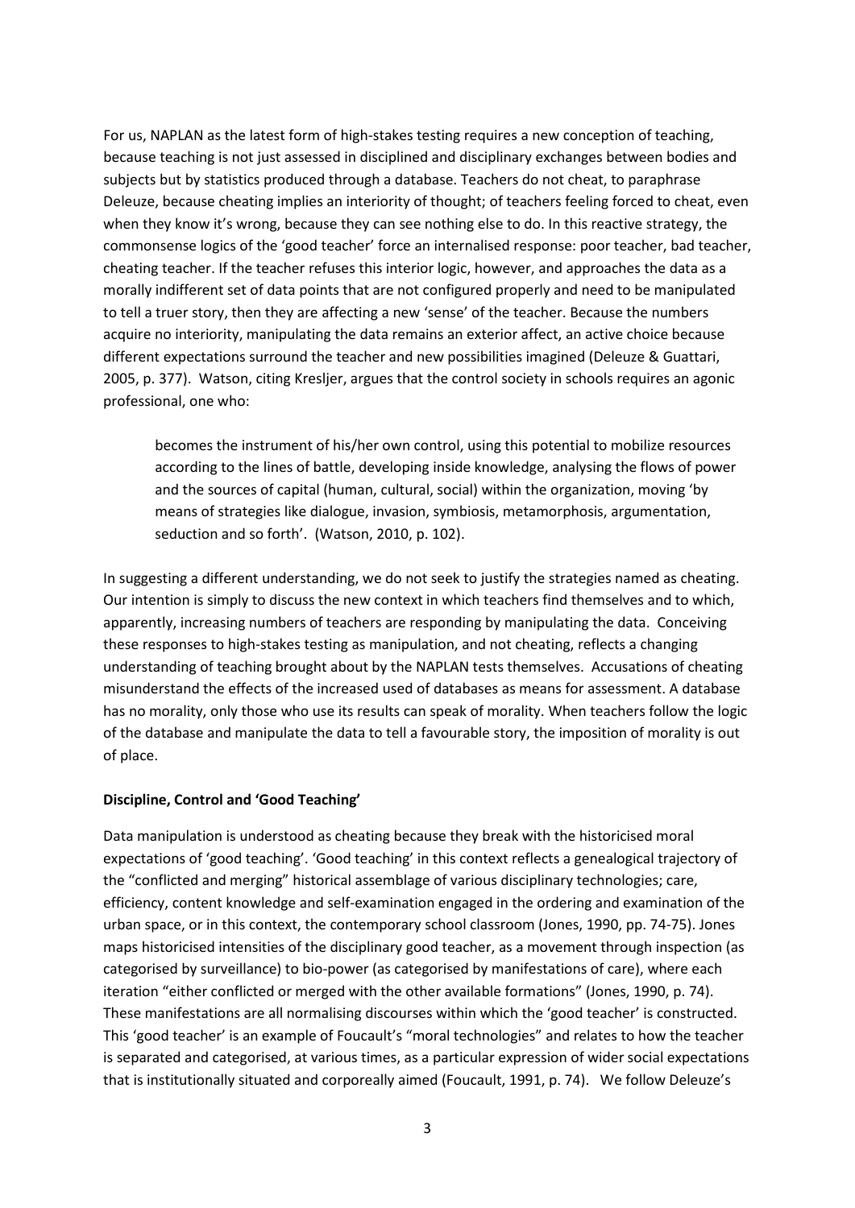For us, NAPLAN as the latest form of high-stakes testing requires a new conception of teaching, because teaching is not just assessed in disciplined and disciplinary exchanges between bodies and subjects but by statistics produced through a database. Teachers do not cheat, to paraphrase Deleuze, because cheating implies an interiority of thought; of teachers feeling forced to cheat, even when they know it's wrong, because they can see nothing else to do. In this reactive strategy, the commonsense logics of the 'good teacher' force an internalised response: poor teacher, bad teacher, cheating teacher. If the teacher refuses this interior logic, however, and approaches the data as a morally indifferent set of data points that are not configured properly and need to be manipulated to tell a truer story, then they are affecting a new 'sense' of the teacher. Because the numbers acquire no interiority, manipulating the data remains an exterior affect, an active choice because different expectations surround the teacher and new possibilities imagined (Deleuze & Guattari, 2005, p. 377). Watson, citing Kresljer, argues that the control society in schools requires an agonic professional, one who:

> becomes the instrument of his/her own control, using this potential to mobilize resources according to the lines of battle, developing inside knowledge, analysing the flows of power and the sources of capital (human, cultural, social) within the organization, moving 'by means of strategies like dialogue, invasion, symbiosis, metamorphosis, argumentation, seduction and so forth'. (Watson, 2010, p. 102).

In suggesting a different understanding, we do not seek to justify the strategies named as cheating. Our intention is simply to discuss the new context in which teachers find themselves and to which, apparently, increasing numbers of teachers are responding by manipulating the data. Conceiving these responses to high-stakes testing as manipulation, and not cheating, reflects a changing understanding of teaching brought about by the NAPLAN tests themselves. Accusations of cheating misunderstand the effects of the increased used of databases as means for assessment. A database has no morality, only those who use its results can speak of morality. When teachers follow the logic of the database and manipulate the data to tell a favourable story, the imposition of morality is out of place.

**Discipline, Control and 'Good Teaching'**

Data manipulation is understood as cheating because they break with the historicised moral expectations of 'good teaching'. 'Good teaching' in this context reflects a genealogical trajectory of the "conflicted and merging" historical assemblage of various disciplinary technologies; care, efficiency, content knowledge and self-examination engaged in the ordering and examination of the urban space, or in this context, the contemporary school classroom (Jones, 1990, pp. 74-75). Jones maps historicised intensities of the disciplinary good teacher, as a movement through inspection (as categorised by surveillance) to bio-power (as categorised by manifestations of care), where each iteration "either conflicted or merged with the other available formations" (Jones, 1990, p. 74). These manifestations are all normalising discourses within which the 'good teacher' is constructed. This 'good teacher' is an example of Foucault's "moral technologies" and relates to how the teacher is separated and categorised, at various times, as a particular expression of wider social expectations that is institutionally situated and corporeally aimed (Foucault, 1991, p. 74). We follow Deleuze's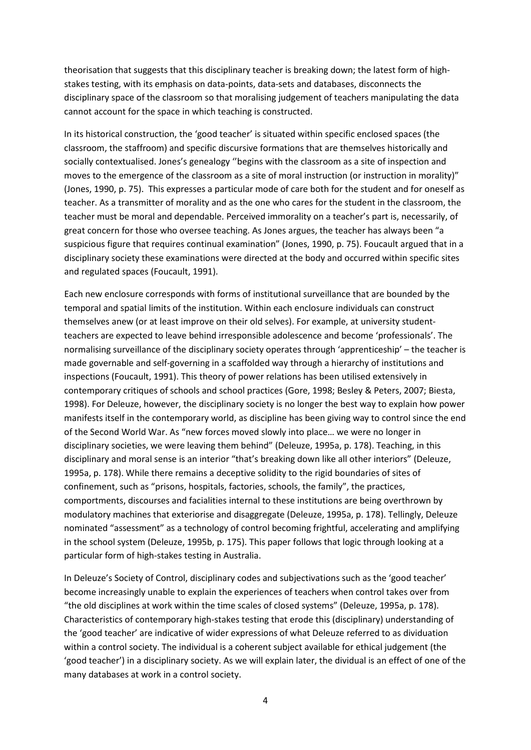theorisation that suggests that this disciplinary teacher is breaking down; the latest form of high-stakes testing, with its emphasis on data-points, data-sets and databases, disconnects the disciplinary space of the classroom so that moralising judgement of teachers manipulating the data cannot account for the space in which teaching is constructed.

In its historical construction, the 'good teacher' is situated within specific enclosed spaces (the classroom, the staffroom) and specific discursive formations that are themselves historically and socially contextualised. Jones's genealogy ''begins with the classroom as a site of inspection and moves to the emergence of the classroom as a site of moral instruction (or instruction in morality)" (Jones, 1990, p. 75). This expresses a particular mode of care both for the student and for oneself as teacher. As a transmitter of morality and as the one who cares for the student in the classroom, the teacher must be moral and dependable. Perceived immorality on a teacher's part is, necessarily, of great concern for those who oversee teaching. As Jones argues, the teacher has always been "a suspicious figure that requires continual examination" (Jones, 1990, p. 75). Foucault argued that in a disciplinary society these examinations were directed at the body and occurred within specific sites and regulated spaces (Foucault, 1991).

Each new enclosure corresponds with forms of institutional surveillance that are bounded by the temporal and spatial limits of the institution. Within each enclosure individuals can construct themselves anew (or at least improve on their old selves). For example, at university student-teachers are expected to leave behind irresponsible adolescence and become 'professionals'. The normalising surveillance of the disciplinary society operates through 'apprenticeship' – the teacher is made governable and self-governing in a scaffolded way through a hierarchy of institutions and inspections (Foucault, 1991). This theory of power relations has been utilised extensively in contemporary critiques of schools and school practices (Gore, 1998; Besley & Peters, 2007; Biesta, 1998). For Deleuze, however, the disciplinary society is no longer the best way to explain how power manifests itself in the contemporary world, as discipline has been giving way to control since the end of the Second World War. As "new forces moved slowly into place… we were no longer in disciplinary societies, we were leaving them behind" (Deleuze, 1995a, p. 178). Teaching, in this disciplinary and moral sense is an interior "that's breaking down like all other interiors" (Deleuze, 1995a, p. 178). While there remains a deceptive solidity to the rigid boundaries of sites of confinement, such as "prisons, hospitals, factories, schools, the family", the practices, comportments, discourses and facialities internal to these institutions are being overthrown by modulatory machines that exteriorise and disaggregate (Deleuze, 1995a, p. 178). Tellingly, Deleuze nominated "assessment" as a technology of control becoming frightful, accelerating and amplifying in the school system (Deleuze, 1995b, p. 175). This paper follows that logic through looking at a particular form of high-stakes testing in Australia.

In Deleuze's Society of Control, disciplinary codes and subjectivations such as the 'good teacher' become increasingly unable to explain the experiences of teachers when control takes over from "the old disciplines at work within the time scales of closed systems" (Deleuze, 1995a, p. 178). Characteristics of contemporary high-stakes testing that erode this (disciplinary) understanding of the 'good teacher' are indicative of wider expressions of what Deleuze referred to as dividuation within a control society. The individual is a coherent subject available for ethical judgement (the 'good teacher') in a disciplinary society. As we will explain later, the dividual is an effect of one of the many databases at work in a control society.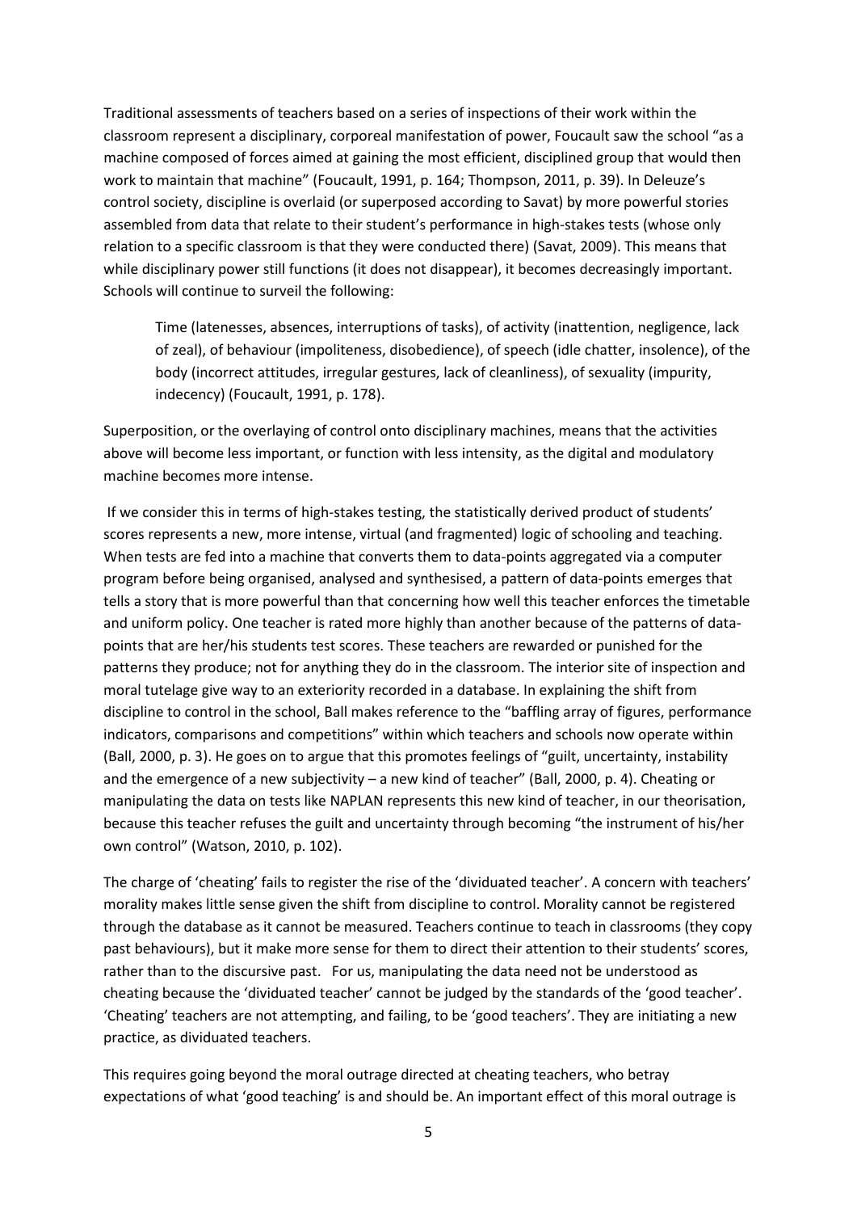Traditional assessments of teachers based on a series of inspections of their work within the classroom represent a disciplinary, corporeal manifestation of power, Foucault saw the school "as a machine composed of forces aimed at gaining the most efficient, disciplined group that would then work to maintain that machine" (Foucault, 1991, p. 164; Thompson, 2011, p. 39). In Deleuze's control society, discipline is overlaid (or superposed according to Savat) by more powerful stories assembled from data that relate to their student's performance in high-stakes tests (whose only relation to a specific classroom is that they were conducted there) (Savat, 2009). This means that while disciplinary power still functions (it does not disappear), it becomes decreasingly important. Schools will continue to surveil the following:

> Time (latenesses, absences, interruptions of tasks), of activity (inattention, negligence, lack of zeal), of behaviour (impoliteness, disobedience), of speech (idle chatter, insolence), of the body (incorrect attitudes, irregular gestures, lack of cleanliness), of sexuality (impurity, indecency) (Foucault, 1991, p. 178).

Superposition, or the overlaying of control onto disciplinary machines, means that the activities above will become less important, or function with less intensity, as the digital and modulatory machine becomes more intense.

If we consider this in terms of high-stakes testing, the statistically derived product of students' scores represents a new, more intense, virtual (and fragmented) logic of schooling and teaching. When tests are fed into a machine that converts them to data-points aggregated via a computer program before being organised, analysed and synthesised, a pattern of data-points emerges that tells a story that is more powerful than that concerning how well this teacher enforces the timetable and uniform policy. One teacher is rated more highly than another because of the patterns of data-points that are her/his students test scores. These teachers are rewarded or punished for the patterns they produce; not for anything they do in the classroom. The interior site of inspection and moral tutelage give way to an exteriority recorded in a database. In explaining the shift from discipline to control in the school, Ball makes reference to the "baffling array of figures, performance indicators, comparisons and competitions" within which teachers and schools now operate within (Ball, 2000, p. 3). He goes on to argue that this promotes feelings of "guilt, uncertainty, instability and the emergence of a new subjectivity – a new kind of teacher" (Ball, 2000, p. 4). Cheating or manipulating the data on tests like NAPLAN represents this new kind of teacher, in our theorisation, because this teacher refuses the guilt and uncertainty through becoming "the instrument of his/her own control" (Watson, 2010, p. 102).

The charge of 'cheating' fails to register the rise of the 'dividuated teacher'. A concern with teachers' morality makes little sense given the shift from discipline to control. Morality cannot be registered through the database as it cannot be measured. Teachers continue to teach in classrooms (they copy past behaviours), but it make more sense for them to direct their attention to their students' scores, rather than to the discursive past. For us, manipulating the data need not be understood as cheating because the 'dividuated teacher' cannot be judged by the standards of the 'good teacher'. 'Cheating' teachers are not attempting, and failing, to be 'good teachers'. They are initiating a new practice, as dividuated teachers.

This requires going beyond the moral outrage directed at cheating teachers, who betray expectations of what 'good teaching' is and should be. An important effect of this moral outrage is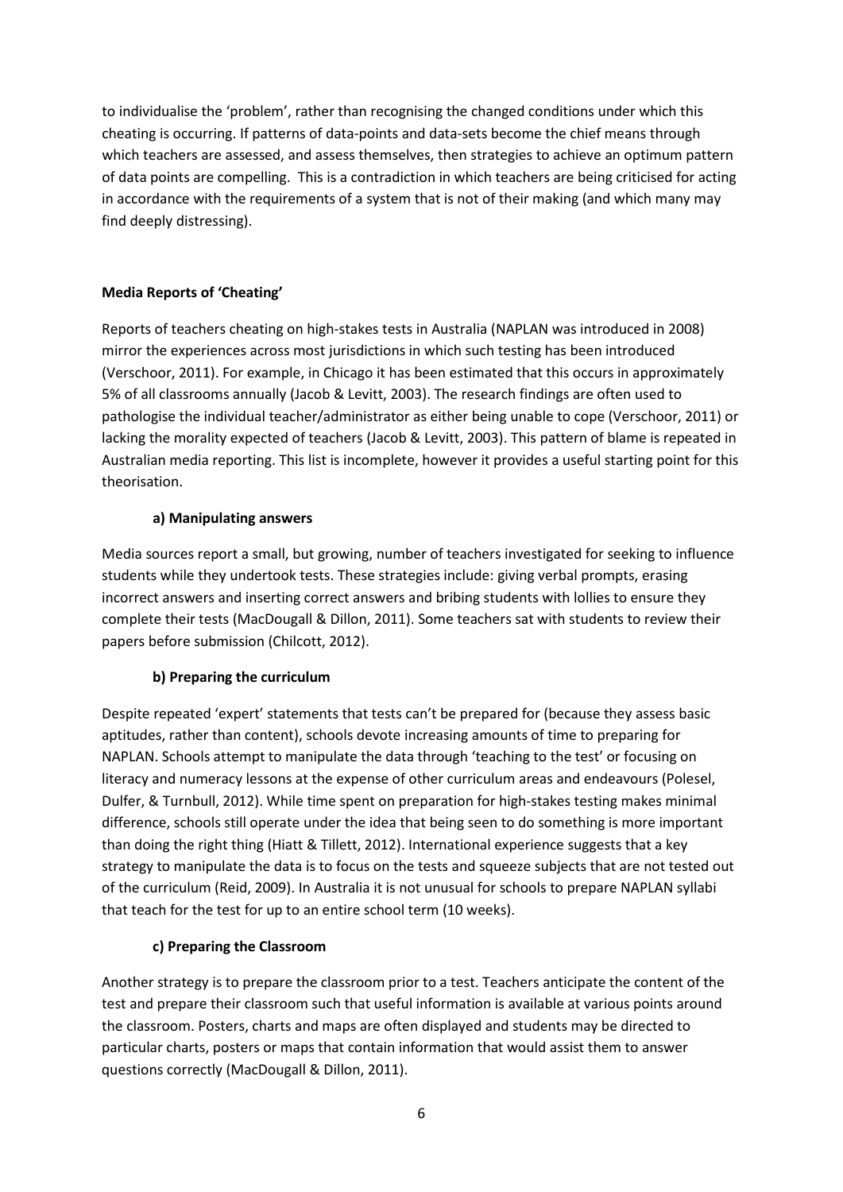to individualise the 'problem', rather than recognising the changed conditions under which this cheating is occurring. If patterns of data-points and data-sets become the chief means through which teachers are assessed, and assess themselves, then strategies to achieve an optimum pattern of data points are compelling. This is a contradiction in which teachers are being criticised for acting in accordance with the requirements of a system that is not of their making (and which many may find deeply distressing).

## Media Reports of 'Cheating'

Reports of teachers cheating on high-stakes tests in Australia (NAPLAN was introduced in 2008) mirror the experiences across most jurisdictions in which such testing has been introduced (Verschoor, 2011). For example, in Chicago it has been estimated that this occurs in approximately 5% of all classrooms annually (Jacob & Levitt, 2003). The research findings are often used to pathologise the individual teacher/administrator as either being unable to cope (Verschoor, 2011) or lacking the morality expected of teachers (Jacob & Levitt, 2003). This pattern of blame is repeated in Australian media reporting. This list is incomplete, however it provides a useful starting point for this theorisation.

### a) Manipulating answers

Media sources report a small, but growing, number of teachers investigated for seeking to influence students while they undertook tests. These strategies include: giving verbal prompts, erasing incorrect answers and inserting correct answers and bribing students with lollies to ensure they complete their tests (MacDougall & Dillon, 2011). Some teachers sat with students to review their papers before submission (Chilcott, 2012).

### b) Preparing the curriculum

Despite repeated 'expert' statements that tests can't be prepared for (because they assess basic aptitudes, rather than content), schools devote increasing amounts of time to preparing for NAPLAN. Schools attempt to manipulate the data through 'teaching to the test' or focusing on literacy and numeracy lessons at the expense of other curriculum areas and endeavours (Polesel, Dulfer, & Turnbull, 2012). While time spent on preparation for high-stakes testing makes minimal difference, schools still operate under the idea that being seen to do something is more important than doing the right thing (Hiatt & Tillett, 2012). International experience suggests that a key strategy to manipulate the data is to focus on the tests and squeeze subjects that are not tested out of the curriculum (Reid, 2009). In Australia it is not unusual for schools to prepare NAPLAN syllabi that teach for the test for up to an entire school term (10 weeks).

### c) Preparing the Classroom

Another strategy is to prepare the classroom prior to a test. Teachers anticipate the content of the test and prepare their classroom such that useful information is available at various points around the classroom. Posters, charts and maps are often displayed and students may be directed to particular charts, posters or maps that contain information that would assist them to answer questions correctly (MacDougall & Dillon, 2011).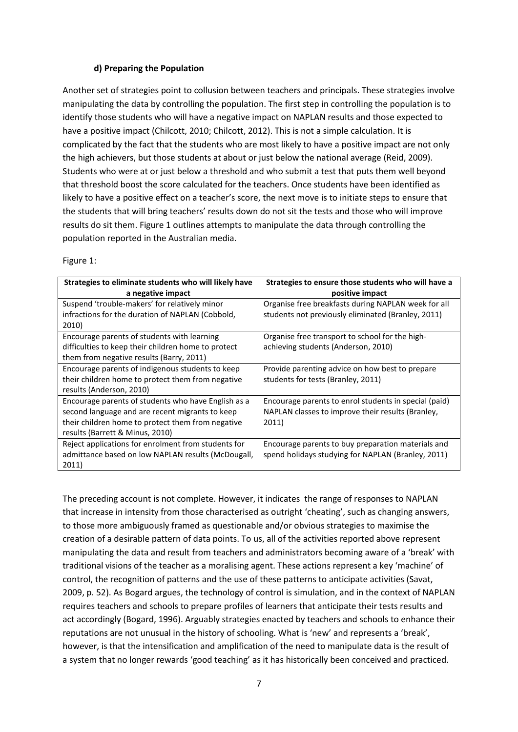#### d) Preparing the Population

Another set of strategies point to collusion between teachers and principals. These strategies involve manipulating the data by controlling the population. The first step in controlling the population is to identify those students who will have a negative impact on NAPLAN results and those expected to have a positive impact (Chilcott, 2010; Chilcott, 2012). This is not a simple calculation. It is complicated by the fact that the students who are most likely to have a positive impact are not only the high achievers, but those students at about or just below the national average (Reid, 2009). Students who were at or just below a threshold and who submit a test that puts them well beyond that threshold boost the score calculated for the teachers. Once students have been identified as likely to have a positive effect on a teacher's score, the next move is to initiate steps to ensure that the students that will bring teachers' results down do not sit the tests and those who will improve results do sit them. Figure 1 outlines attempts to manipulate the data through controlling the population reported in the Australian media.

Figure 1:

| Strategies to eliminate students who will likely have a negative impact | Strategies to ensure those students who will have a positive impact |
|---|---|
| Suspend 'trouble-makers' for relatively minor infractions for the duration of NAPLAN (Cobbold, 2010) | Organise free breakfasts during NAPLAN week for all students not previously eliminated (Branley, 2011) |
| Encourage parents of students with learning difficulties to keep their children home to protect them from negative results (Barry, 2011) | Organise free transport to school for the high-achieving students (Anderson, 2010) |
| Encourage parents of indigenous students to keep their children home to protect them from negative results (Anderson, 2010) | Provide parenting advice on how best to prepare students for tests (Branley, 2011) |
| Encourage parents of students who have English as a second language and are recent migrants to keep their children home to protect them from negative results (Barrett & Minus, 2010) | Encourage parents to enrol students in special (paid) NAPLAN classes to improve their results (Branley, 2011) |
| Reject applications for enrolment from students for admittance based on low NAPLAN results (McDougall, 2011) | Encourage parents to buy preparation materials and spend holidays studying for NAPLAN (Branley, 2011) |

The preceding account is not complete. However, it indicates the range of responses to NAPLAN that increase in intensity from those characterised as outright 'cheating', such as changing answers, to those more ambiguously framed as questionable and/or obvious strategies to maximise the creation of a desirable pattern of data points. To us, all of the activities reported above represent manipulating the data and result from teachers and administrators becoming aware of a 'break' with traditional visions of the teacher as a moralising agent. These actions represent a key 'machine' of control, the recognition of patterns and the use of these patterns to anticipate activities (Savat, 2009, p. 52). As Bogard argues, the technology of control is simulation, and in the context of NAPLAN requires teachers and schools to prepare profiles of learners that anticipate their tests results and act accordingly (Bogard, 1996). Arguably strategies enacted by teachers and schools to enhance their reputations are not unusual in the history of schooling. What is 'new' and represents a 'break', however, is that the intensification and amplification of the need to manipulate data is the result of a system that no longer rewards 'good teaching' as it has historically been conceived and practiced.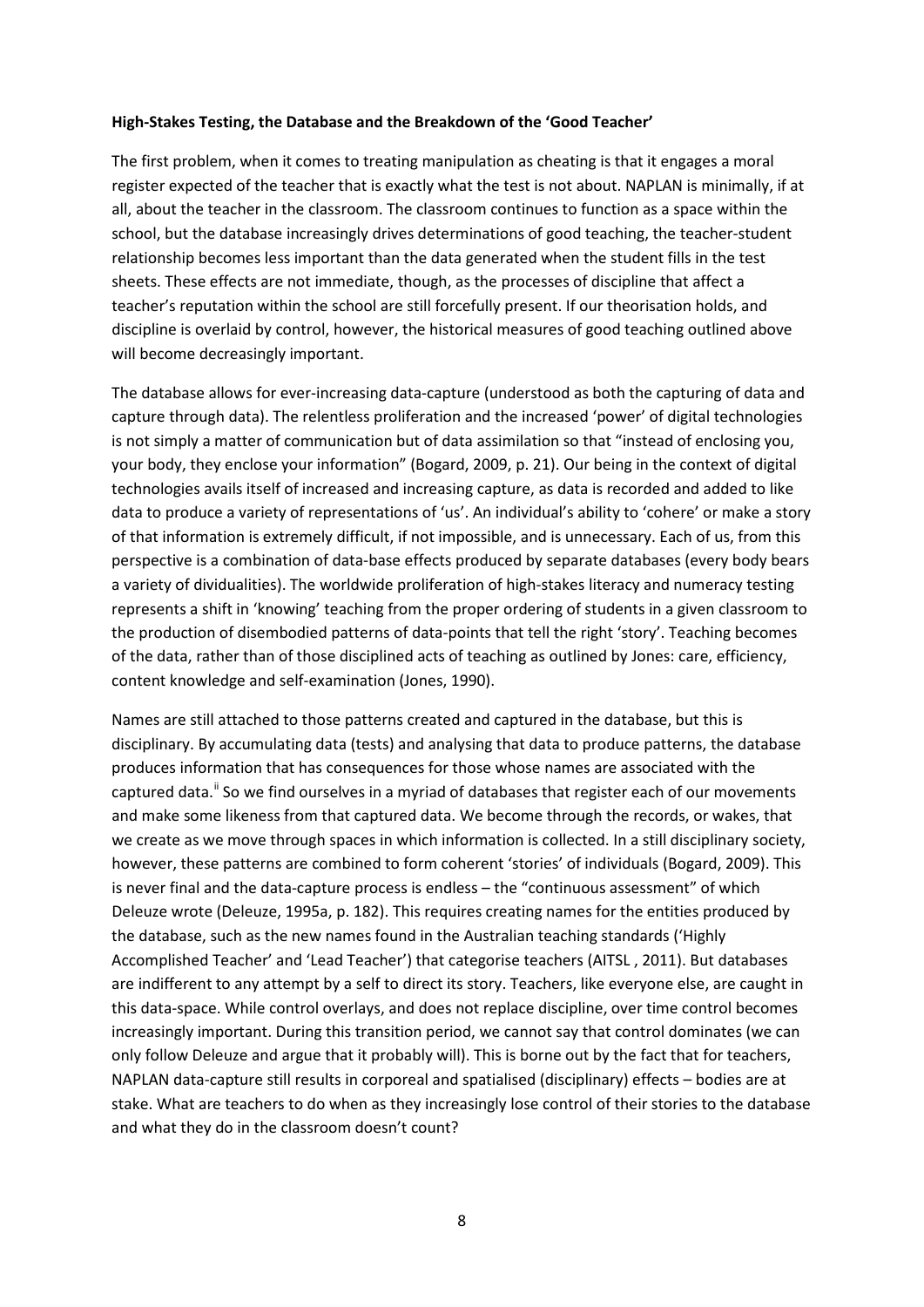**High-Stakes Testing, the Database and the Breakdown of the 'Good Teacher'**

The first problem, when it comes to treating manipulation as cheating is that it engages a moral register expected of the teacher that is exactly what the test is not about. NAPLAN is minimally, if at all, about the teacher in the classroom. The classroom continues to function as a space within the school, but the database increasingly drives determinations of good teaching, the teacher-student relationship becomes less important than the data generated when the student fills in the test sheets. These effects are not immediate, though, as the processes of discipline that affect a teacher's reputation within the school are still forcefully present. If our theorisation holds, and discipline is overlaid by control, however, the historical measures of good teaching outlined above will become decreasingly important.

The database allows for ever-increasing data-capture (understood as both the capturing of data and capture through data). The relentless proliferation and the increased 'power' of digital technologies is not simply a matter of communication but of data assimilation so that "instead of enclosing you, your body, they enclose your information" (Bogard, 2009, p. 21). Our being in the context of digital technologies avails itself of increased and increasing capture, as data is recorded and added to like data to produce a variety of representations of 'us'. An individual's ability to 'cohere' or make a story of that information is extremely difficult, if not impossible, and is unnecessary. Each of us, from this perspective is a combination of data-base effects produced by separate databases (every body bears a variety of dividualities). The worldwide proliferation of high-stakes literacy and numeracy testing represents a shift in 'knowing' teaching from the proper ordering of students in a given classroom to the production of disembodied patterns of data-points that tell the right 'story'. Teaching becomes of the data, rather than of those disciplined acts of teaching as outlined by Jones: care, efficiency, content knowledge and self-examination (Jones, 1990).

Names are still attached to those patterns created and captured in the database, but this is disciplinary. By accumulating data (tests) and analysing that data to produce patterns, the database produces information that has consequences for those whose names are associated with the captured data.[ii] So we find ourselves in a myriad of databases that register each of our movements and make some likeness from that captured data. We become through the records, or wakes, that we create as we move through spaces in which information is collected. In a still disciplinary society, however, these patterns are combined to form coherent 'stories' of individuals (Bogard, 2009). This is never final and the data-capture process is endless – the "continuous assessment" of which Deleuze wrote (Deleuze, 1995a, p. 182). This requires creating names for the entities produced by the database, such as the new names found in the Australian teaching standards ('Highly Accomplished Teacher' and 'Lead Teacher') that categorise teachers (AITSL , 2011). But databases are indifferent to any attempt by a self to direct its story. Teachers, like everyone else, are caught in this data-space. While control overlays, and does not replace discipline, over time control becomes increasingly important. During this transition period, we cannot say that control dominates (we can only follow Deleuze and argue that it probably will). This is borne out by the fact that for teachers, NAPLAN data-capture still results in corporeal and spatialised (disciplinary) effects – bodies are at stake. What are teachers to do when as they increasingly lose control of their stories to the database and what they do in the classroom doesn't count?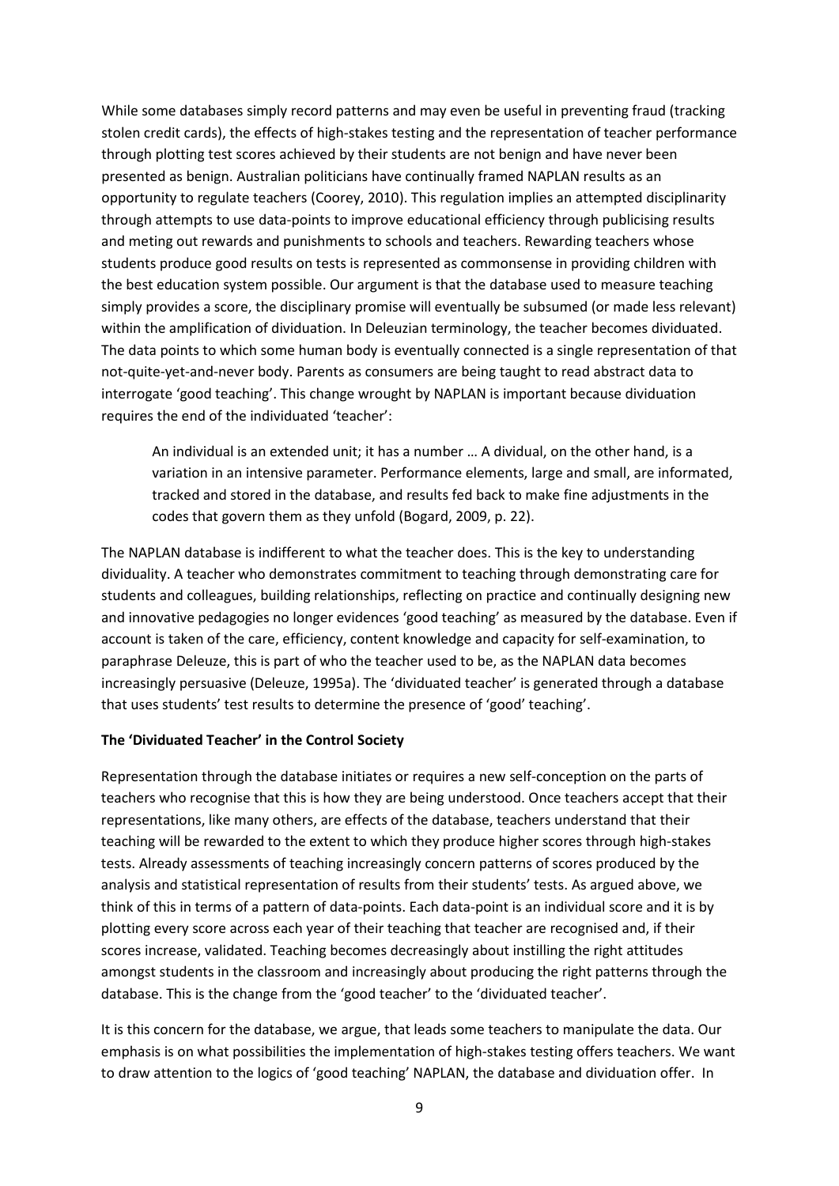While some databases simply record patterns and may even be useful in preventing fraud (tracking stolen credit cards), the effects of high-stakes testing and the representation of teacher performance through plotting test scores achieved by their students are not benign and have never been presented as benign. Australian politicians have continually framed NAPLAN results as an opportunity to regulate teachers (Coorey, 2010). This regulation implies an attempted disciplinarity through attempts to use data-points to improve educational efficiency through publicising results and meting out rewards and punishments to schools and teachers. Rewarding teachers whose students produce good results on tests is represented as commonsense in providing children with the best education system possible. Our argument is that the database used to measure teaching simply provides a score, the disciplinary promise will eventually be subsumed (or made less relevant) within the amplification of dividuation. In Deleuzian terminology, the teacher becomes dividuated. The data points to which some human body is eventually connected is a single representation of that not-quite-yet-and-never body. Parents as consumers are being taught to read abstract data to interrogate 'good teaching'. This change wrought by NAPLAN is important because dividuation requires the end of the individuated 'teacher':

> An individual is an extended unit; it has a number … A dividual, on the other hand, is a variation in an intensive parameter. Performance elements, large and small, are informated, tracked and stored in the database, and results fed back to make fine adjustments in the codes that govern them as they unfold (Bogard, 2009, p. 22).

The NAPLAN database is indifferent to what the teacher does. This is the key to understanding dividuality. A teacher who demonstrates commitment to teaching through demonstrating care for students and colleagues, building relationships, reflecting on practice and continually designing new and innovative pedagogies no longer evidences 'good teaching' as measured by the database. Even if account is taken of the care, efficiency, content knowledge and capacity for self-examination, to paraphrase Deleuze, this is part of who the teacher used to be, as the NAPLAN data becomes increasingly persuasive (Deleuze, 1995a). The 'dividuated teacher' is generated through a database that uses students' test results to determine the presence of 'good' teaching'.

**The 'Dividuated Teacher' in the Control Society**

Representation through the database initiates or requires a new self-conception on the parts of teachers who recognise that this is how they are being understood. Once teachers accept that their representations, like many others, are effects of the database, teachers understand that their teaching will be rewarded to the extent to which they produce higher scores through high-stakes tests. Already assessments of teaching increasingly concern patterns of scores produced by the analysis and statistical representation of results from their students' tests. As argued above, we think of this in terms of a pattern of data-points. Each data-point is an individual score and it is by plotting every score across each year of their teaching that teacher are recognised and, if their scores increase, validated. Teaching becomes decreasingly about instilling the right attitudes amongst students in the classroom and increasingly about producing the right patterns through the database. This is the change from the 'good teacher' to the 'dividuated teacher'.

It is this concern for the database, we argue, that leads some teachers to manipulate the data. Our emphasis is on what possibilities the implementation of high-stakes testing offers teachers. We want to draw attention to the logics of 'good teaching' NAPLAN, the database and dividuation offer. In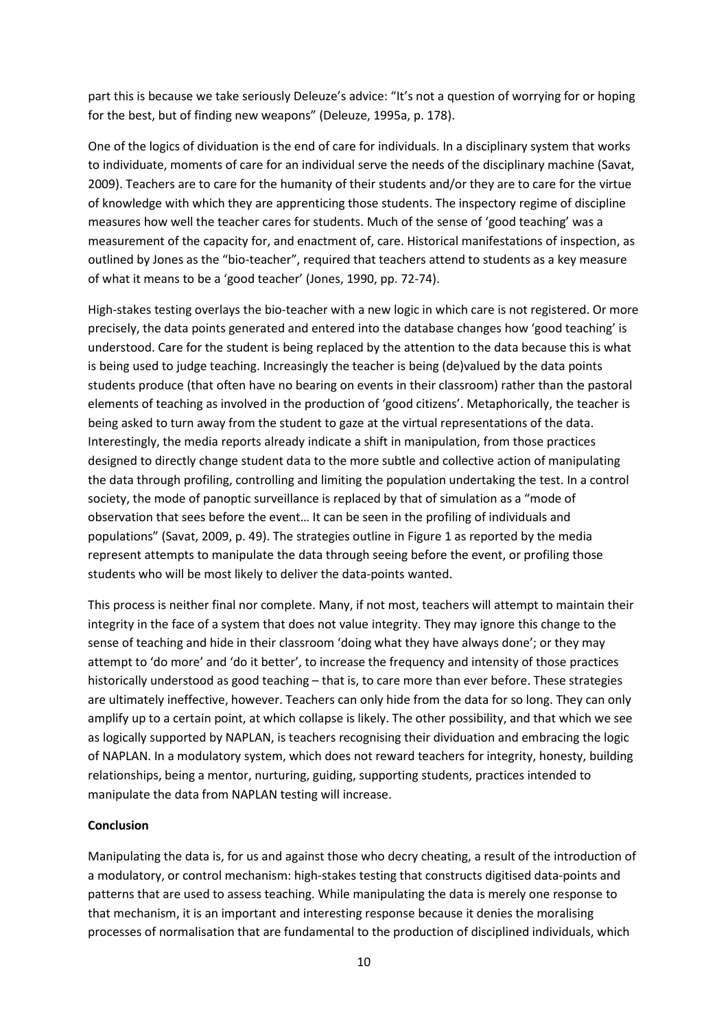part this is because we take seriously Deleuze's advice: "It's not a question of worrying for or hoping for the best, but of finding new weapons" (Deleuze, 1995a, p. 178).

One of the logics of dividuation is the end of care for individuals. In a disciplinary system that works to individuate, moments of care for an individual serve the needs of the disciplinary machine (Savat, 2009). Teachers are to care for the humanity of their students and/or they are to care for the virtue of knowledge with which they are apprenticing those students. The inspectory regime of discipline measures how well the teacher cares for students. Much of the sense of 'good teaching' was a measurement of the capacity for, and enactment of, care. Historical manifestations of inspection, as outlined by Jones as the "bio-teacher", required that teachers attend to students as a key measure of what it means to be a 'good teacher' (Jones, 1990, pp. 72-74).

High-stakes testing overlays the bio-teacher with a new logic in which care is not registered. Or more precisely, the data points generated and entered into the database changes how 'good teaching' is understood. Care for the student is being replaced by the attention to the data because this is what is being used to judge teaching. Increasingly the teacher is being (de)valued by the data points students produce (that often have no bearing on events in their classroom) rather than the pastoral elements of teaching as involved in the production of 'good citizens'. Metaphorically, the teacher is being asked to turn away from the student to gaze at the virtual representations of the data. Interestingly, the media reports already indicate a shift in manipulation, from those practices designed to directly change student data to the more subtle and collective action of manipulating the data through profiling, controlling and limiting the population undertaking the test. In a control society, the mode of panoptic surveillance is replaced by that of simulation as a "mode of observation that sees before the event… It can be seen in the profiling of individuals and populations" (Savat, 2009, p. 49). The strategies outline in Figure 1 as reported by the media represent attempts to manipulate the data through seeing before the event, or profiling those students who will be most likely to deliver the data-points wanted.

This process is neither final nor complete. Many, if not most, teachers will attempt to maintain their integrity in the face of a system that does not value integrity. They may ignore this change to the sense of teaching and hide in their classroom 'doing what they have always done'; or they may attempt to 'do more' and 'do it better', to increase the frequency and intensity of those practices historically understood as good teaching – that is, to care more than ever before. These strategies are ultimately ineffective, however. Teachers can only hide from the data for so long. They can only amplify up to a certain point, at which collapse is likely. The other possibility, and that which we see as logically supported by NAPLAN, is teachers recognising their dividuation and embracing the logic of NAPLAN. In a modulatory system, which does not reward teachers for integrity, honesty, building relationships, being a mentor, nurturing, guiding, supporting students, practices intended to manipulate the data from NAPLAN testing will increase.

**Conclusion**

Manipulating the data is, for us and against those who decry cheating, a result of the introduction of a modulatory, or control mechanism: high-stakes testing that constructs digitised data-points and patterns that are used to assess teaching. While manipulating the data is merely one response to that mechanism, it is an important and interesting response because it denies the moralising processes of normalisation that are fundamental to the production of disciplined individuals, which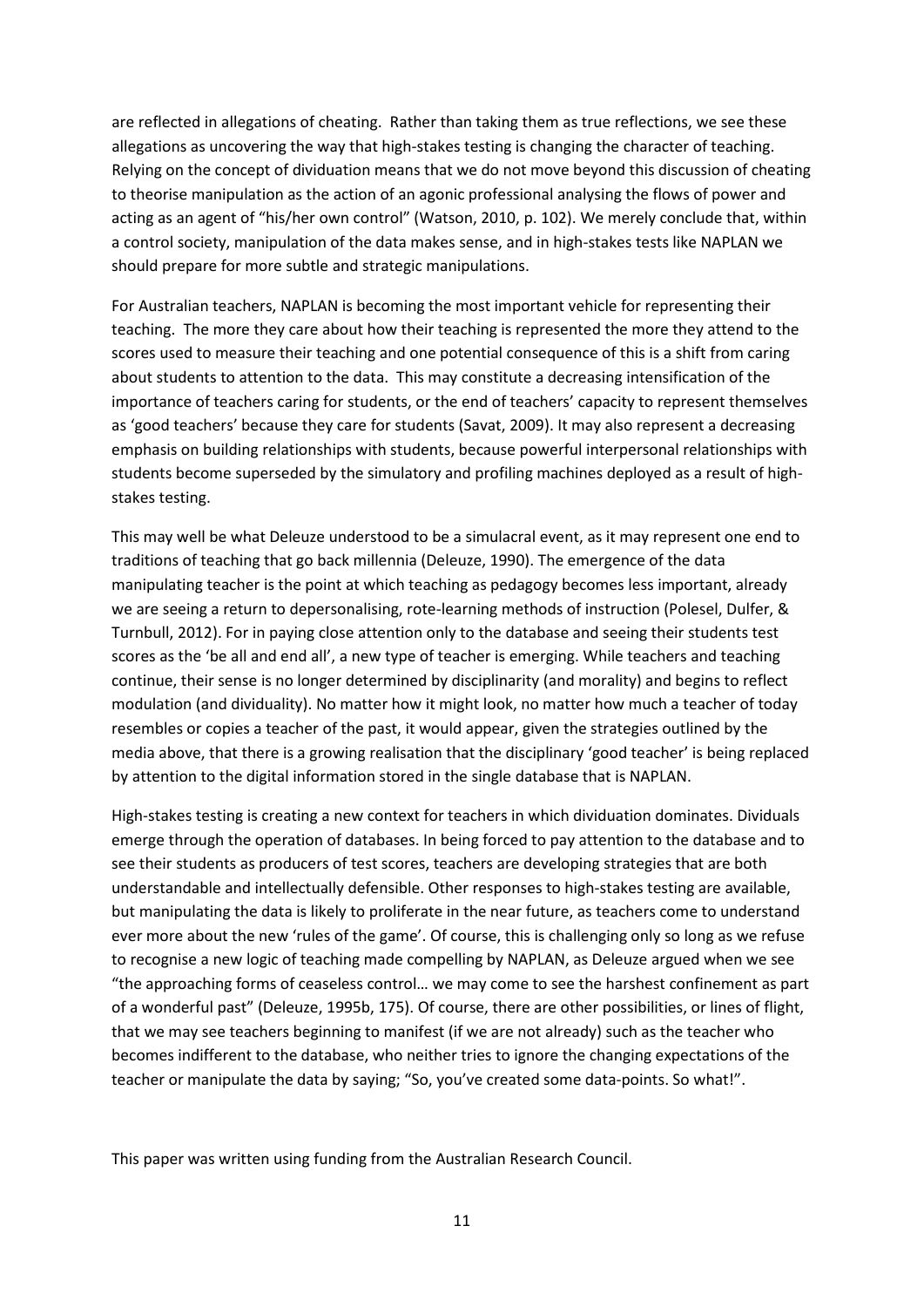are reflected in allegations of cheating. Rather than taking them as true reflections, we see these allegations as uncovering the way that high-stakes testing is changing the character of teaching. Relying on the concept of dividuation means that we do not move beyond this discussion of cheating to theorise manipulation as the action of an agonic professional analysing the flows of power and acting as an agent of "his/her own control" (Watson, 2010, p. 102). We merely conclude that, within a control society, manipulation of the data makes sense, and in high-stakes tests like NAPLAN we should prepare for more subtle and strategic manipulations.

For Australian teachers, NAPLAN is becoming the most important vehicle for representing their teaching. The more they care about how their teaching is represented the more they attend to the scores used to measure their teaching and one potential consequence of this is a shift from caring about students to attention to the data. This may constitute a decreasing intensification of the importance of teachers caring for students, or the end of teachers' capacity to represent themselves as 'good teachers' because they care for students (Savat, 2009). It may also represent a decreasing emphasis on building relationships with students, because powerful interpersonal relationships with students become superseded by the simulatory and profiling machines deployed as a result of high-stakes testing.

This may well be what Deleuze understood to be a simulacral event, as it may represent one end to traditions of teaching that go back millennia (Deleuze, 1990). The emergence of the data manipulating teacher is the point at which teaching as pedagogy becomes less important, already we are seeing a return to depersonalising, rote-learning methods of instruction (Polesel, Dulfer, & Turnbull, 2012). For in paying close attention only to the database and seeing their students test scores as the 'be all and end all', a new type of teacher is emerging. While teachers and teaching continue, their sense is no longer determined by disciplinarity (and morality) and begins to reflect modulation (and dividuality). No matter how it might look, no matter how much a teacher of today resembles or copies a teacher of the past, it would appear, given the strategies outlined by the media above, that there is a growing realisation that the disciplinary 'good teacher' is being replaced by attention to the digital information stored in the single database that is NAPLAN.

High-stakes testing is creating a new context for teachers in which dividuation dominates. Dividuals emerge through the operation of databases. In being forced to pay attention to the database and to see their students as producers of test scores, teachers are developing strategies that are both understandable and intellectually defensible. Other responses to high-stakes testing are available, but manipulating the data is likely to proliferate in the near future, as teachers come to understand ever more about the new 'rules of the game'. Of course, this is challenging only so long as we refuse to recognise a new logic of teaching made compelling by NAPLAN, as Deleuze argued when we see "the approaching forms of ceaseless control… we may come to see the harshest confinement as part of a wonderful past" (Deleuze, 1995b, 175). Of course, there are other possibilities, or lines of flight, that we may see teachers beginning to manifest (if we are not already) such as the teacher who becomes indifferent to the database, who neither tries to ignore the changing expectations of the teacher or manipulate the data by saying; "So, you've created some data-points. So what!".

This paper was written using funding from the Australian Research Council.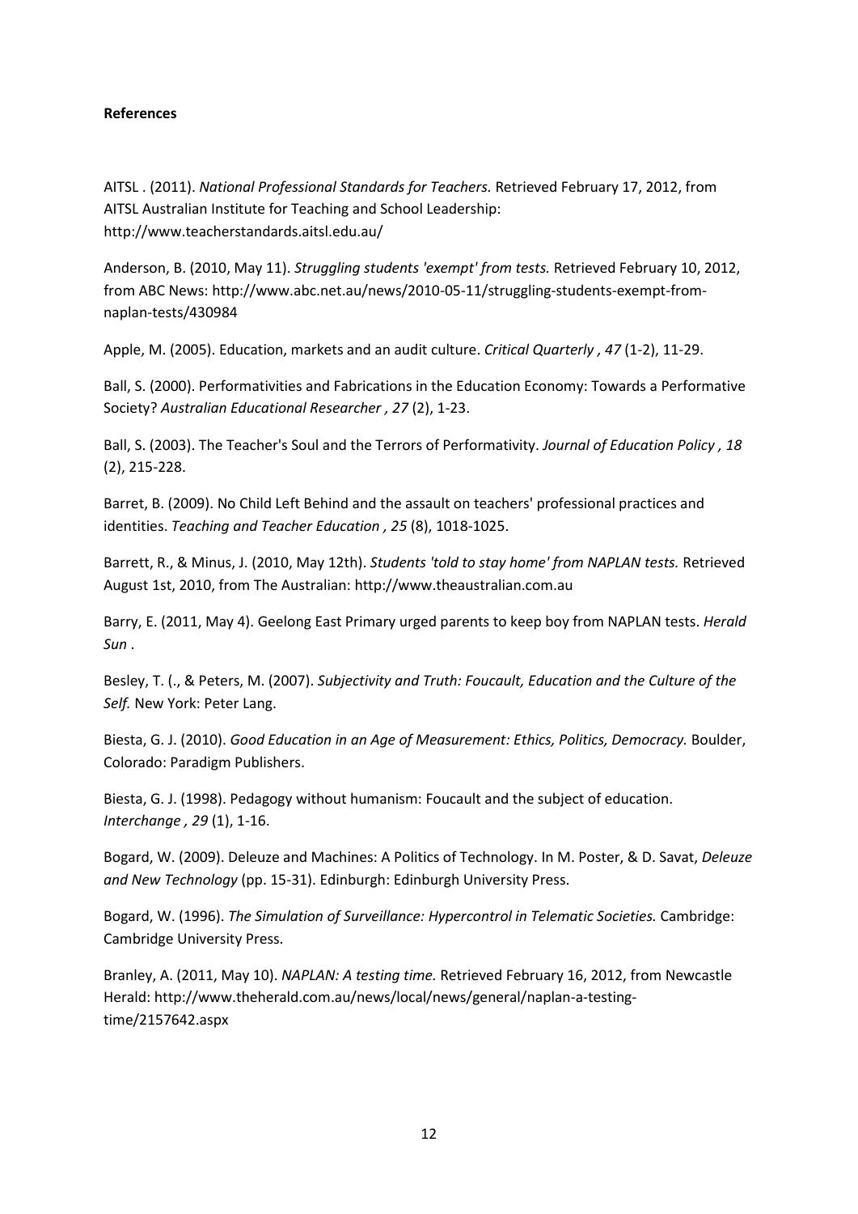**References**

AITSL . (2011). *National Professional Standards for Teachers.* Retrieved February 17, 2012, from AITSL Australian Institute for Teaching and School Leadership: http://www.teacherstandards.aitsl.edu.au/

Anderson, B. (2010, May 11). *Struggling students 'exempt' from tests.* Retrieved February 10, 2012, from ABC News: http://www.abc.net.au/news/2010-05-11/struggling-students-exempt-from-naplan-tests/430984

Apple, M. (2005). Education, markets and an audit culture. *Critical Quarterly , 47* (1-2), 11-29.

Ball, S. (2000). Performativities and Fabrications in the Education Economy: Towards a Performative Society? *Australian Educational Researcher , 27* (2), 1-23.

Ball, S. (2003). The Teacher's Soul and the Terrors of Performativity. *Journal of Education Policy , 18* (2), 215-228.

Barret, B. (2009). No Child Left Behind and the assault on teachers' professional practices and identities. *Teaching and Teacher Education , 25* (8), 1018-1025.

Barrett, R., & Minus, J. (2010, May 12th). *Students 'told to stay home' from NAPLAN tests.* Retrieved August 1st, 2010, from The Australian: http://www.theaustralian.com.au

Barry, E. (2011, May 4). Geelong East Primary urged parents to keep boy from NAPLAN tests. *Herald Sun* .

Besley, T. (., & Peters, M. (2007). *Subjectivity and Truth: Foucault, Education and the Culture of the Self.* New York: Peter Lang.

Biesta, G. J. (2010). *Good Education in an Age of Measurement: Ethics, Politics, Democracy.* Boulder, Colorado: Paradigm Publishers.

Biesta, G. J. (1998). Pedagogy without humanism: Foucault and the subject of education. *Interchange , 29* (1), 1-16.

Bogard, W. (2009). Deleuze and Machines: A Politics of Technology. In M. Poster, & D. Savat, *Deleuze and New Technology* (pp. 15-31). Edinburgh: Edinburgh University Press.

Bogard, W. (1996). *The Simulation of Surveillance: Hypercontrol in Telematic Societies.* Cambridge: Cambridge University Press.

Branley, A. (2011, May 10). *NAPLAN: A testing time.* Retrieved February 16, 2012, from Newcastle Herald: http://www.theherald.com.au/news/local/news/general/naplan-a-testing-time/2157642.aspx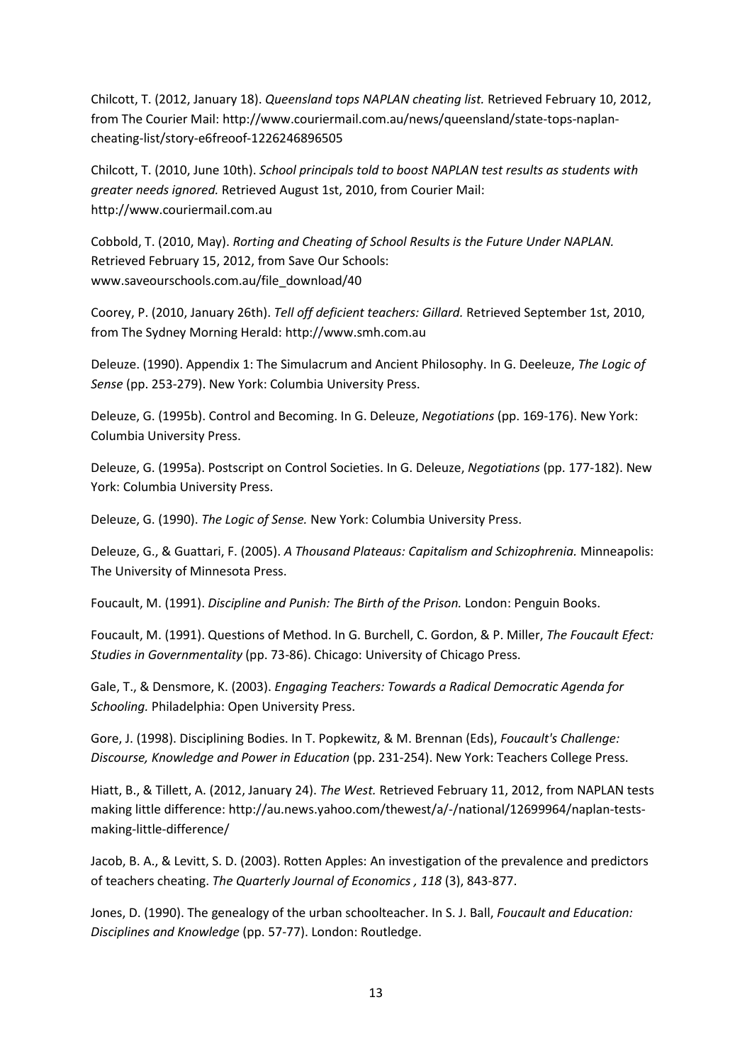Chilcott, T. (2012, January 18). *Queensland tops NAPLAN cheating list.* Retrieved February 10, 2012, from The Courier Mail: http://www.couriermail.com.au/news/queensland/state-tops-naplan-cheating-list/story-e6freoof-1226246896505

Chilcott, T. (2010, June 10th). *School principals told to boost NAPLAN test results as students with greater needs ignored.* Retrieved August 1st, 2010, from Courier Mail: http://www.couriermail.com.au

Cobbold, T. (2010, May). *Rorting and Cheating of School Results is the Future Under NAPLAN.* Retrieved February 15, 2012, from Save Our Schools: www.saveourschools.com.au/file_download/40

Coorey, P. (2010, January 26th). *Tell off deficient teachers: Gillard.* Retrieved September 1st, 2010, from The Sydney Morning Herald: http://www.smh.com.au

Deleuze. (1990). Appendix 1: The Simulacrum and Ancient Philosophy. In G. Deeleuze, *The Logic of Sense* (pp. 253-279). New York: Columbia University Press.

Deleuze, G. (1995b). Control and Becoming. In G. Deleuze, *Negotiations* (pp. 169-176). New York: Columbia University Press.

Deleuze, G. (1995a). Postscript on Control Societies. In G. Deleuze, *Negotiations* (pp. 177-182). New York: Columbia University Press.

Deleuze, G. (1990). *The Logic of Sense.* New York: Columbia University Press.

Deleuze, G., & Guattari, F. (2005). *A Thousand Plateaus: Capitalism and Schizophrenia.* Minneapolis: The University of Minnesota Press.

Foucault, M. (1991). *Discipline and Punish: The Birth of the Prison.* London: Penguin Books.

Foucault, M. (1991). Questions of Method. In G. Burchell, C. Gordon, & P. Miller, *The Foucault Efect: Studies in Governmentality* (pp. 73-86). Chicago: University of Chicago Press.

Gale, T., & Densmore, K. (2003). *Engaging Teachers: Towards a Radical Democratic Agenda for Schooling.* Philadelphia: Open University Press.

Gore, J. (1998). Disciplining Bodies. In T. Popkewitz, & M. Brennan (Eds), *Foucault's Challenge: Discourse, Knowledge and Power in Education* (pp. 231-254). New York: Teachers College Press.

Hiatt, B., & Tillett, A. (2012, January 24). *The West.* Retrieved February 11, 2012, from NAPLAN tests making little difference: http://au.news.yahoo.com/thewest/a/-/national/12699964/naplan-tests-making-little-difference/

Jacob, B. A., & Levitt, S. D. (2003). Rotten Apples: An investigation of the prevalence and predictors of teachers cheating. *The Quarterly Journal of Economics , 118* (3), 843-877.

Jones, D. (1990). The genealogy of the urban schoolteacher. In S. J. Ball, *Foucault and Education: Disciplines and Knowledge* (pp. 57-77). London: Routledge.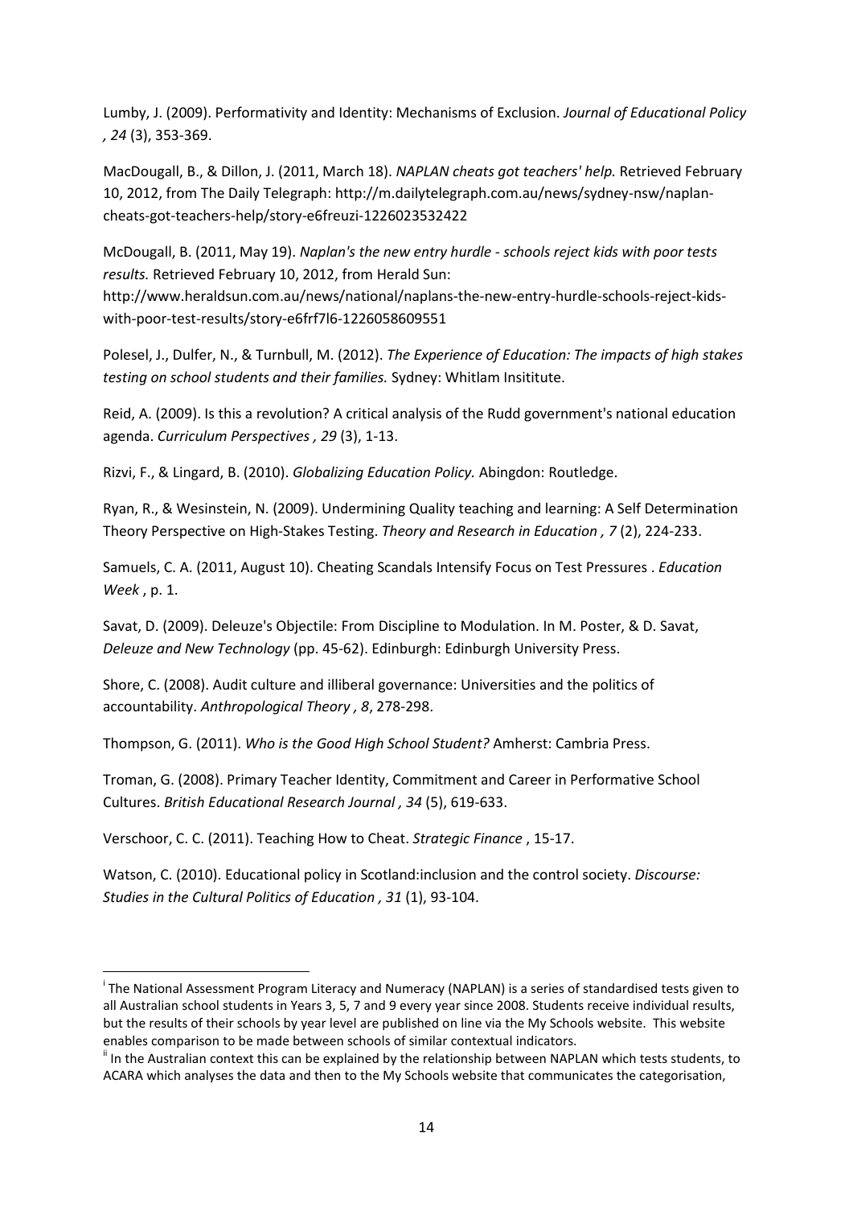Lumby, J. (2009). Performativity and Identity: Mechanisms of Exclusion. *Journal of Educational Policy , 24* (3), 353-369.

MacDougall, B., & Dillon, J. (2011, March 18). *NAPLAN cheats got teachers' help.* Retrieved February 10, 2012, from The Daily Telegraph: http://m.dailytelegraph.com.au/news/sydney-nsw/naplan-cheats-got-teachers-help/story-e6freuzi-1226023532422

McDougall, B. (2011, May 19). *Naplan's the new entry hurdle - schools reject kids with poor tests results.* Retrieved February 10, 2012, from Herald Sun: http://www.heraldsun.com.au/news/national/naplans-the-new-entry-hurdle-schools-reject-kids-with-poor-test-results/story-e6frf7l6-1226058609551

Polesel, J., Dulfer, N., & Turnbull, M. (2012). *The Experience of Education: The impacts of high stakes testing on school students and their families.* Sydney: Whitlam Insititute.

Reid, A. (2009). Is this a revolution? A critical analysis of the Rudd government's national education agenda. *Curriculum Perspectives , 29* (3), 1-13.

Rizvi, F., & Lingard, B. (2010). *Globalizing Education Policy.* Abingdon: Routledge.

Ryan, R., & Wesinstein, N. (2009). Undermining Quality teaching and learning: A Self Determination Theory Perspective on High-Stakes Testing. *Theory and Research in Education , 7* (2), 224-233.

Samuels, C. A. (2011, August 10). Cheating Scandals Intensify Focus on Test Pressures . *Education Week* , p. 1.

Savat, D. (2009). Deleuze's Objectile: From Discipline to Modulation. In M. Poster, & D. Savat, *Deleuze and New Technology* (pp. 45-62). Edinburgh: Edinburgh University Press.

Shore, C. (2008). Audit culture and illiberal governance: Universities and the politics of accountability. *Anthropological Theory , 8*, 278-298.

Thompson, G. (2011). *Who is the Good High School Student?* Amherst: Cambria Press.

Troman, G. (2008). Primary Teacher Identity, Commitment and Career in Performative School Cultures. *British Educational Research Journal , 34* (5), 619-633.

Verschoor, C. C. (2011). Teaching How to Cheat. *Strategic Finance* , 15-17.

Watson, C. (2010). Educational policy in Scotland:inclusion and the control society. *Discourse: Studies in the Cultural Politics of Education , 31* (1), 93-104.

---

[i] The National Assessment Program Literacy and Numeracy (NAPLAN) is a series of standardised tests given to all Australian school students in Years 3, 5, 7 and 9 every year since 2008. Students receive individual results, but the results of their schools by year level are published on line via the My Schools website. This website enables comparison to be made between schools of similar contextual indicators.

[ii] In the Australian context this can be explained by the relationship between NAPLAN which tests students, to ACARA which analyses the data and then to the My Schools website that communicates the categorisation,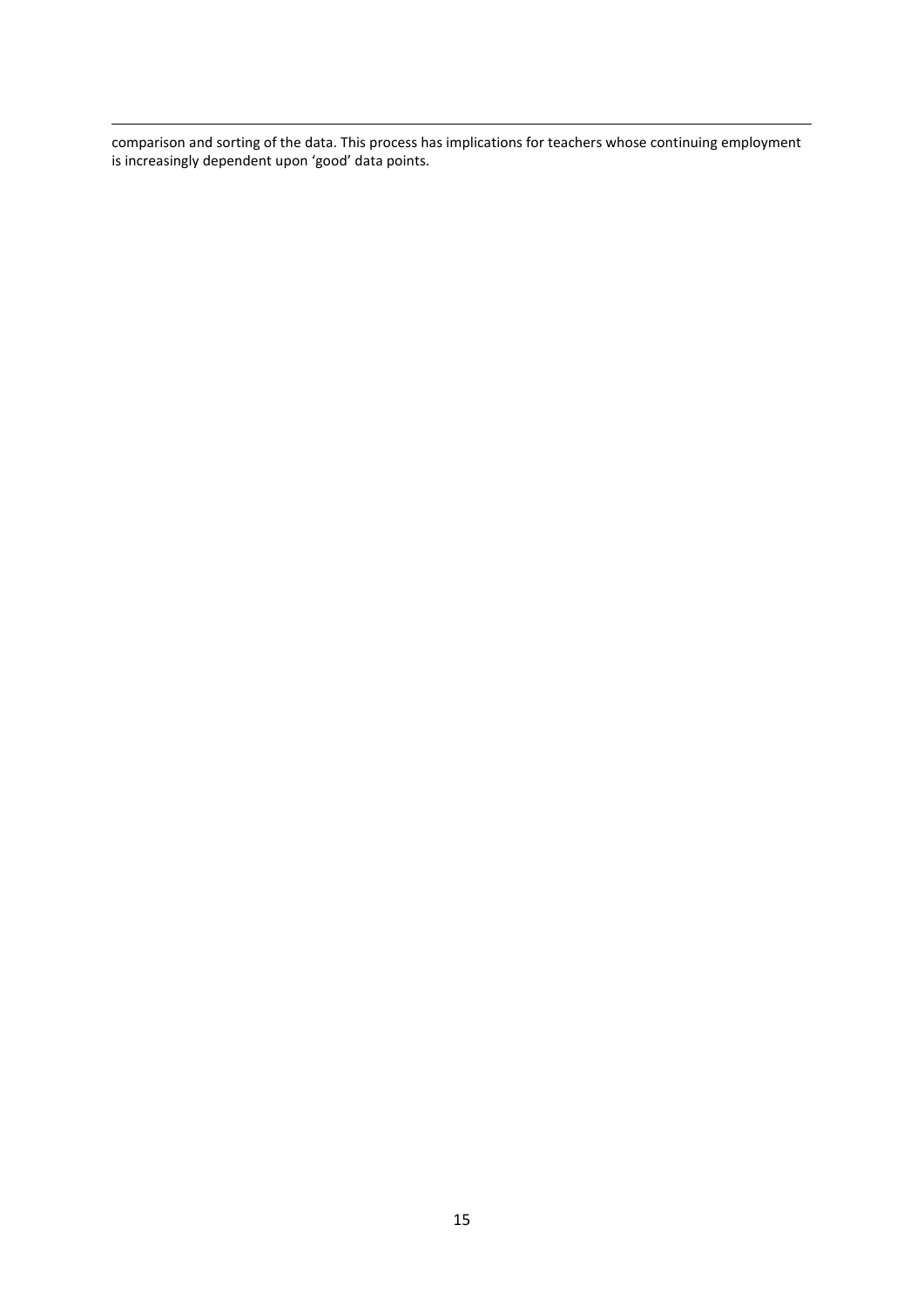comparison and sorting of the data. This process has implications for teachers whose continuing employment is increasingly dependent upon 'good' data points.